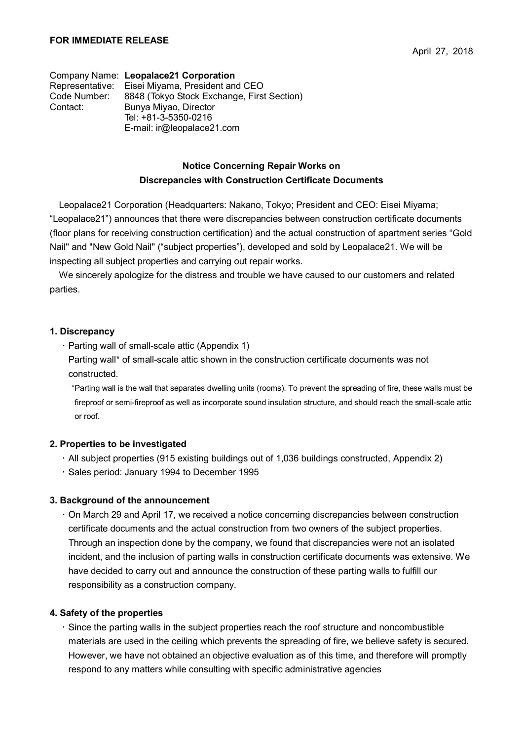**FOR IMMEDIATE RELEASE**

April 27, 2018

Company Name: **Leopalace21 Corporation**
Representative: Eisei Miyama, President and CEO
Code Number: 8848 (Tokyo Stock Exchange, First Section)
Contact: Bunya Miyao, Director
Tel: +81-3-5350-0216
E-mail: ir@leopalace21.com

## Notice Concerning Repair Works on Discrepancies with Construction Certificate Documents

Leopalace21 Corporation (Headquarters: Nakano, Tokyo; President and CEO: Eisei Miyama; “Leopalace21”) announces that there were discrepancies between construction certificate documents (floor plans for receiving construction certification) and the actual construction of apartment series “Gold Nail" and "New Gold Nail" (“subject properties”), developed and sold by Leopalace21. We will be inspecting all subject properties and carrying out repair works.

We sincerely apologize for the distress and trouble we have caused to our customers and related parties.

### 1. Discrepancy

- Parting wall of small-scale attic (Appendix 1)
  Parting wall* of small-scale attic shown in the construction certificate documents was not constructed.

  *Parting wall is the wall that separates dwelling units (rooms). To prevent the spreading of fire, these walls must be fireproof or semi-fireproof as well as incorporate sound insulation structure, and should reach the small-scale attic or roof.

### 2. Properties to be investigated

- All subject properties (915 existing buildings out of 1,036 buildings constructed, Appendix 2)
- Sales period: January 1994 to December 1995

### 3. Background of the announcement

- On March 29 and April 17, we received a notice concerning discrepancies between construction certificate documents and the actual construction from two owners of the subject properties. Through an inspection done by the company, we found that discrepancies were not an isolated incident, and the inclusion of parting walls in construction certificate documents was extensive. We have decided to carry out and announce the construction of these parting walls to fulfill our responsibility as a construction company.

### 4. Safety of the properties

- Since the parting walls in the subject properties reach the roof structure and noncombustible materials are used in the ceiling which prevents the spreading of fire, we believe safety is secured. However, we have not obtained an objective evaluation as of this time, and therefore will promptly respond to any matters while consulting with specific administrative agencies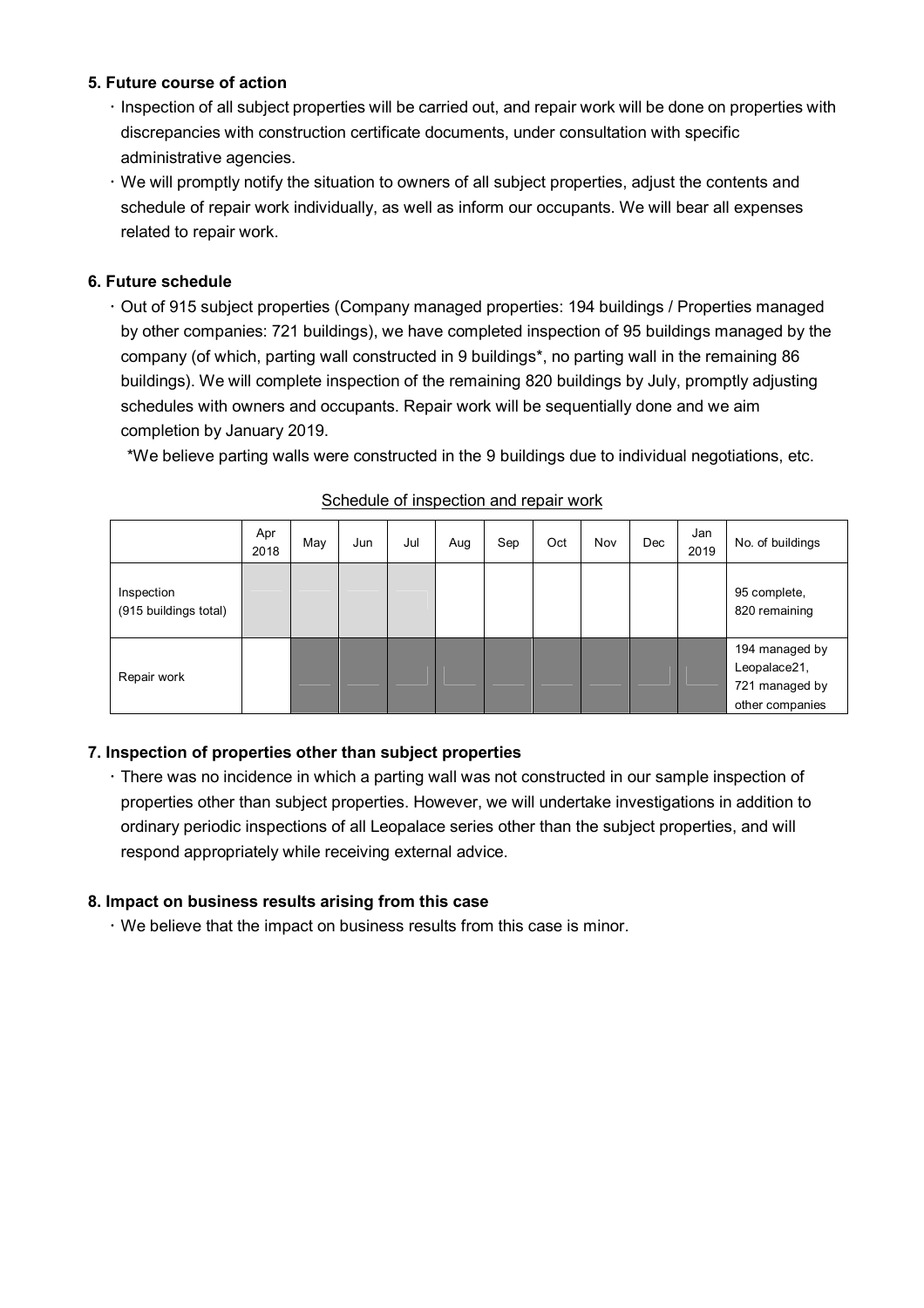### 5. Future course of action

- Inspection of all subject properties will be carried out, and repair work will be done on properties with discrepancies with construction certificate documents, under consultation with specific administrative agencies.
- We will promptly notify the situation to owners of all subject properties, adjust the contents and schedule of repair work individually, as well as inform our occupants. We will bear all expenses related to repair work.

### 6. Future schedule

- Out of 915 subject properties (Company managed properties: 194 buildings / Properties managed by other companies: 721 buildings), we have completed inspection of 95 buildings managed by the company (of which, parting wall constructed in 9 buildings*, no parting wall in the remaining 86 buildings). We will complete inspection of the remaining 820 buildings by July, promptly adjusting schedules with owners and occupants. Repair work will be sequentially done and we aim completion by January 2019.

  *We believe parting walls were constructed in the 9 buildings due to individual negotiations, etc.

Schedule of inspection and repair work

| | Apr 2018 | May | Jun | Jul | Aug | Sep | Oct | Nov | Dec | Jan 2019 | No. of buildings |
|---|---|---|---|---|---|---|---|---|---|---|---|
| Inspection (915 buildings total) | ■ | ■ | ■ | ■ | | | | | | | 95 complete, 820 remaining |
| Repair work | | ■ | ■ | ■ | ■ | ■ | ■ | ■ | ■ | ■ | 194 managed by Leopalace21, 721 managed by other companies |

### 7. Inspection of properties other than subject properties

- There was no incidence in which a parting wall was not constructed in our sample inspection of properties other than subject properties. However, we will undertake investigations in addition to ordinary periodic inspections of all Leopalace series other than the subject properties, and will respond appropriately while receiving external advice.

### 8. Impact on business results arising from this case

- We believe that the impact on business results from this case is minor.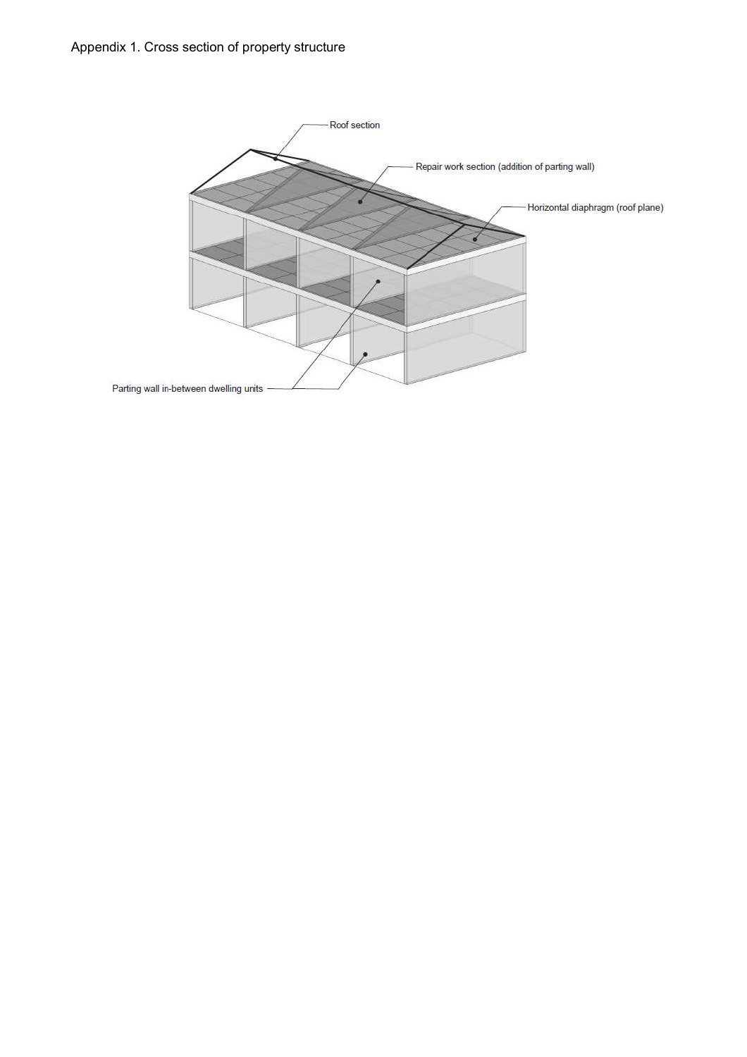Appendix 1. Cross section of property structure

Roof section

Repair work section (addition of parting wall)

Horizontal diaphragm (roof plane)

Parting wall in-between dwelling units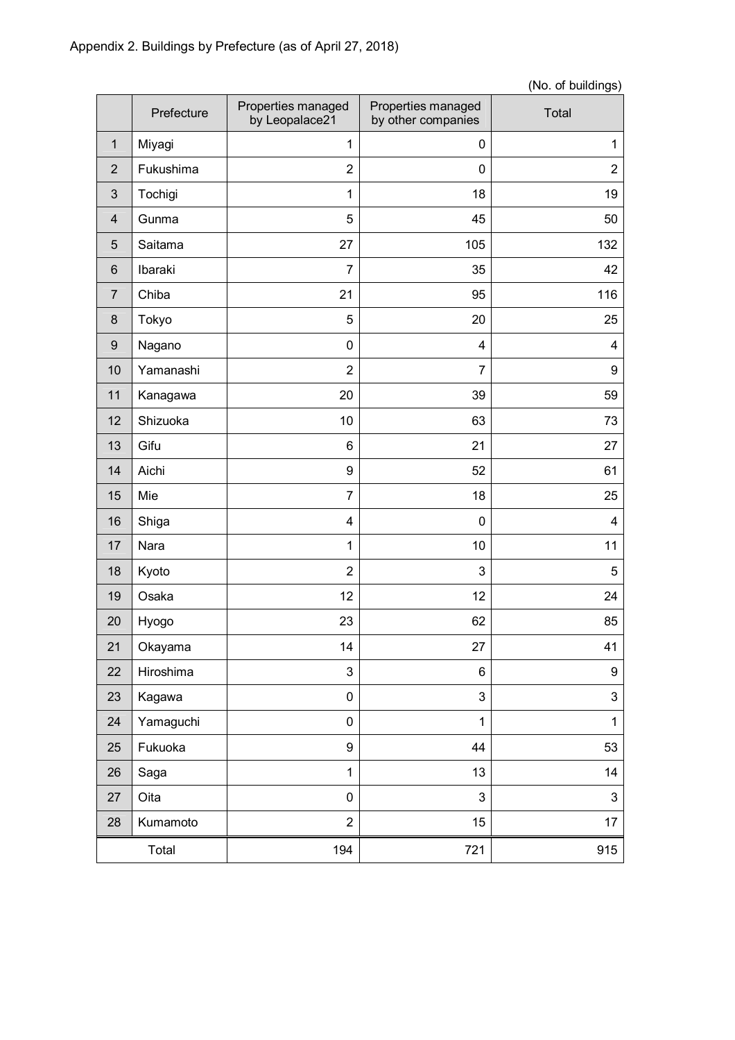Appendix 2. Buildings by Prefecture (as of April 27, 2018)

(No. of buildings)

| | Prefecture | Properties managed by Leopalace21 | Properties managed by other companies | Total |
|---|---|---|---|---|
| 1 | Miyagi | 1 | 0 | 1 |
| 2 | Fukushima | 2 | 0 | 2 |
| 3 | Tochigi | 1 | 18 | 19 |
| 4 | Gunma | 5 | 45 | 50 |
| 5 | Saitama | 27 | 105 | 132 |
| 6 | Ibaraki | 7 | 35 | 42 |
| 7 | Chiba | 21 | 95 | 116 |
| 8 | Tokyo | 5 | 20 | 25 |
| 9 | Nagano | 0 | 4 | 4 |
| 10 | Yamanashi | 2 | 7 | 9 |
| 11 | Kanagawa | 20 | 39 | 59 |
| 12 | Shizuoka | 10 | 63 | 73 |
| 13 | Gifu | 6 | 21 | 27 |
| 14 | Aichi | 9 | 52 | 61 |
| 15 | Mie | 7 | 18 | 25 |
| 16 | Shiga | 4 | 0 | 4 |
| 17 | Nara | 1 | 10 | 11 |
| 18 | Kyoto | 2 | 3 | 5 |
| 19 | Osaka | 12 | 12 | 24 |
| 20 | Hyogo | 23 | 62 | 85 |
| 21 | Okayama | 14 | 27 | 41 |
| 22 | Hiroshima | 3 | 6 | 9 |
| 23 | Kagawa | 0 | 3 | 3 |
| 24 | Yamaguchi | 0 | 1 | 1 |
| 25 | Fukuoka | 9 | 44 | 53 |
| 26 | Saga | 1 | 13 | 14 |
| 27 | Oita | 0 | 3 | 3 |
| 28 | Kumamoto | 2 | 15 | 17 |
| Total | | 194 | 721 | 915 |